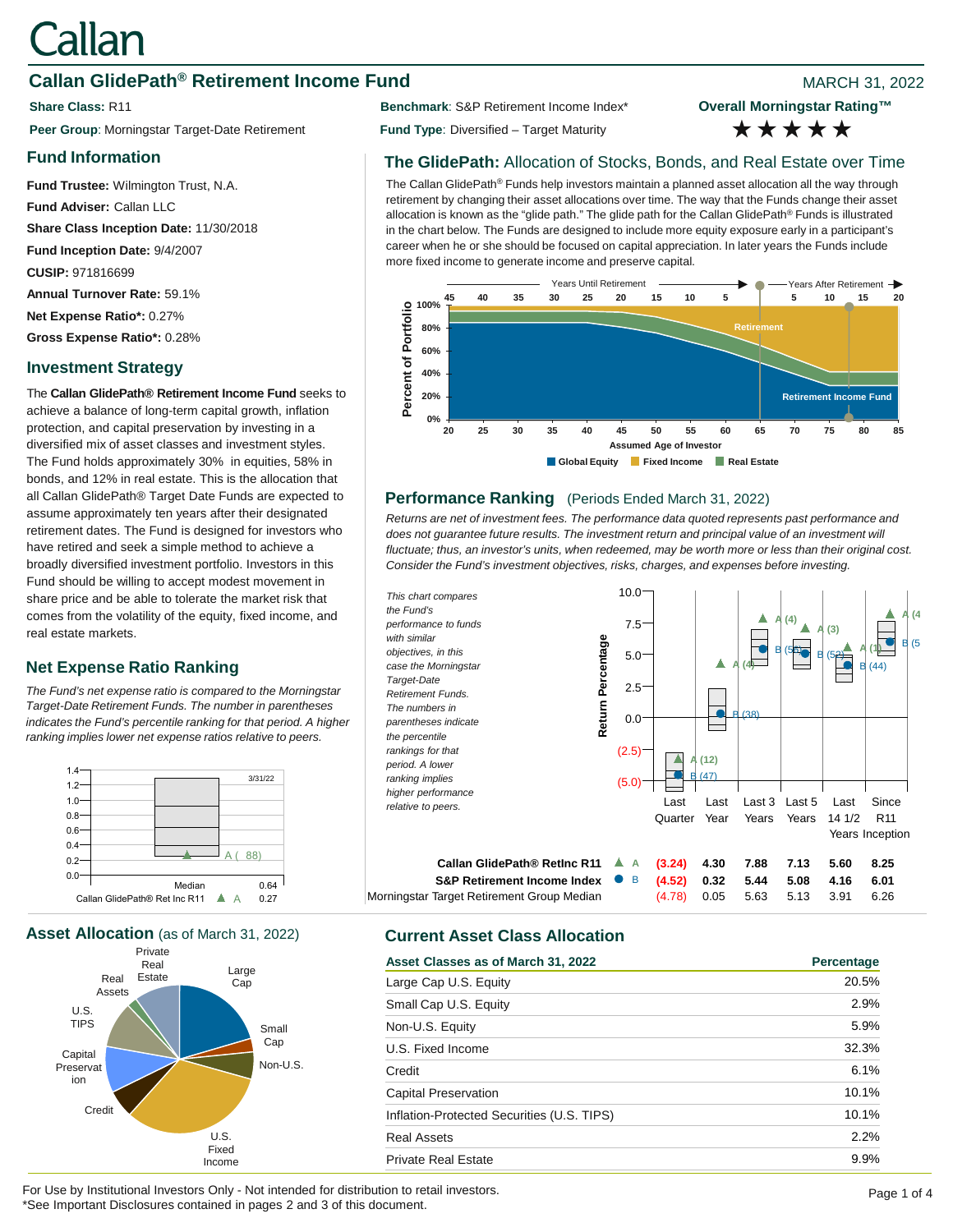# Callan

## Callan GlidePath® Retirement Income Fund

MARCH 31, 2022

**Share Class:** R11

**Peer Group**: Morningstar Target-Date Retirement

**Benchmark**: S&P Retirement Income Index*

**Fund Type**: Diversified – Target Maturity

**Overall Morningstar Rating™**

★★★★★

### Fund Information

**Fund Trustee:** Wilmington Trust, N.A.

**Fund Adviser:** Callan LLC

**Share Class Inception Date:** 11/30/2018

**Fund Inception Date:** 9/4/2007

**CUSIP:** 971816699

**Annual Turnover Rate:** 59.1%

**Net Expense Ratio*:** 0.27%

**Gross Expense Ratio*:** 0.28%

### Investment Strategy

The **Callan GlidePath® Retirement Income Fund** seeks to achieve a balance of long-term capital growth, inflation protection, and capital preservation by investing in a diversified mix of asset classes and investment styles. The Fund holds approximately 30% in equities, 58% in bonds, and 12% in real estate. This is the allocation that all Callan GlidePath® Target Date Funds are expected to assume approximately ten years after their designated retirement dates. The Fund is designed for investors who have retired and seek a simple method to achieve a broadly diversified investment portfolio. Investors in this Fund should be willing to accept modest movement in share price and be able to tolerate the market risk that comes from the volatility of the equity, fixed income, and real estate markets.

### Net Expense Ratio Ranking

*The Fund's net expense ratio is compared to the Morningstar Target-Date Retirement Funds. The number in parentheses indicates the Fund's percentile ranking for that period. A higher ranking implies lower net expense ratios relative to peers.*

1.4
1.2
1.0
0.8
0.6
0.4
0.2
0.0
3/31/22
A ( 88)
Median 0.64
Callan GlidePath® Ret Inc R11 ▲ A 0.27

### The GlidePath: Allocation of Stocks, Bonds, and Real Estate over Time

The Callan GlidePath® Funds help investors maintain a planned asset allocation all the way through retirement by changing their asset allocations over time. The way that the Funds change their asset allocation is known as the "glide path." The glide path for the Callan GlidePath® Funds is illustrated in the chart below. The Funds are designed to include more equity exposure early in a participant's career when he or she should be focused on capital appreciation. In later years the Funds include more fixed income to generate income and preserve capital.

Years Until Retirement
45 40 35 30 25 20 15 10 5
Years After Retirement
5 10 15 20
Percent of Portfolio
100% 80% 60% 40% 20% 0%
Retirement
Retirement Income Fund
20 25 30 35 40 45 50 55 60 65 70 75 80 85
Assumed Age of Investor
Global Equity · Fixed Income · Real Estate

### Performance Ranking (Periods Ended March 31, 2022)

*Returns are net of investment fees. The performance data quoted represents past performance and does not guarantee future results. The investment return and principal value of an investment will fluctuate; thus, an investor's units, when redeemed, may be worth more or less than their original cost. Consider the Fund's investment objectives, risks, charges, and expenses before investing.*

*This chart compares the Fund's performance to funds with similar objectives, in this case the Morningstar Target-Date Retirement Funds. The numbers in parentheses indicate the percentile rankings for that period. A lower ranking implies higher performance relative to peers.*

Return Percentage
10.0 7.5 5.0 2.5 0.0 (2.5) (5.0)
A (12) B (47) · A (4) B (38) · A (4) B (56) · A (3) B (52) · A (1) B (44) · A (4) B (5)

| | | Last Quarter | Last Year | Last 3 Years | Last 5 Years | Last 14 1/2 Years | Since R11 Inception |
|---|---|---|---|---|---|---|---|
| **Callan GlidePath® RetInc R11** | ▲ A | **(3.24)** | **4.30** | **7.88** | **7.13** | **5.60** | **8.25** |
| **S&P Retirement Income Index** | ● B | **(4.52)** | **0.32** | **5.44** | **5.08** | **4.16** | **6.01** |
| Morningstar Target Retirement Group Median | | (4.78) | 0.05 | 5.63 | 5.13 | 3.91 | 6.26 |

### Asset Allocation (as of March 31, 2022)

Large Cap · Small Cap · Non-U.S. · U.S. Fixed Income · Credit · Capital Preservation · U.S. TIPS · Real Assets · Private Real Estate

### Current Asset Class Allocation

| Asset Classes as of March 31, 2022 | Percentage |
|---|---|
| Large Cap U.S. Equity | 20.5% |
| Small Cap U.S. Equity | 2.9% |
| Non-U.S. Equity | 5.9% |
| U.S. Fixed Income | 32.3% |
| Credit | 6.1% |
| Capital Preservation | 10.1% |
| Inflation-Protected Securities (U.S. TIPS) | 10.1% |
| Real Assets | 2.2% |
| Private Real Estate | 9.9% |

For Use by Institutional Investors Only - Not intended for distribution to retail investors.
*See Important Disclosures contained in pages 2 and 3 of this document.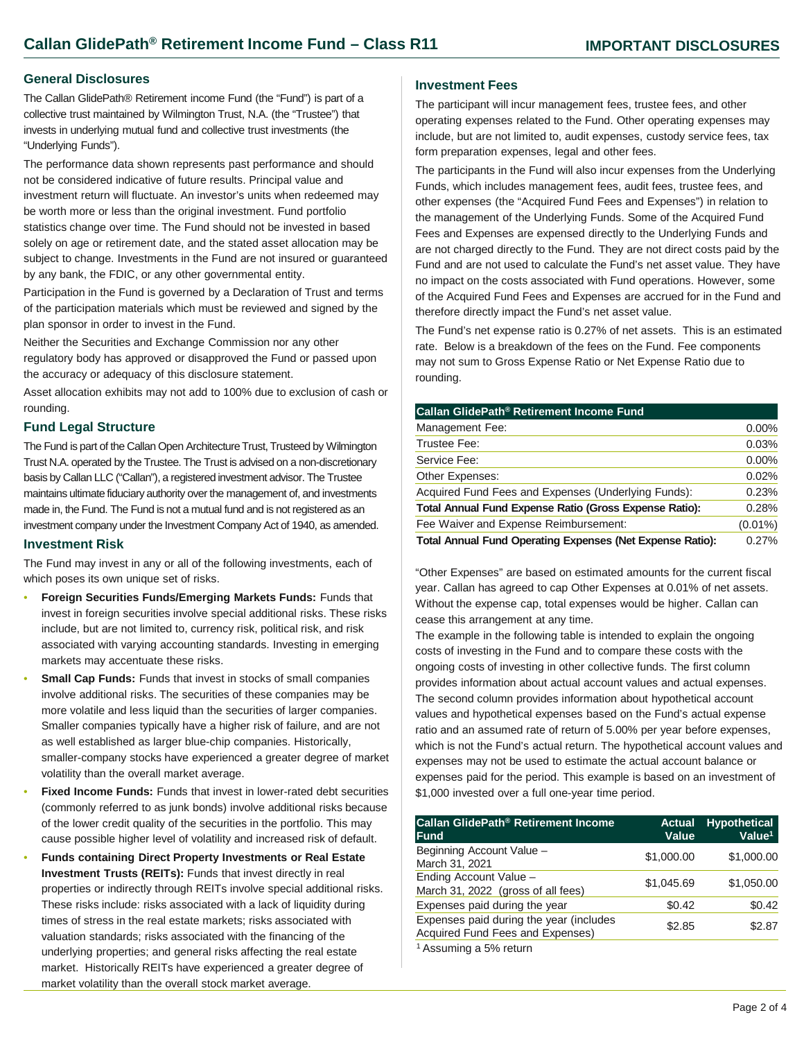# Callan GlidePath® Retirement Income Fund – Class R11

## IMPORTANT DISCLOSURES

### General Disclosures

The Callan GlidePath® Retirement income Fund (the "Fund") is part of a collective trust maintained by Wilmington Trust, N.A. (the "Trustee") that invests in underlying mutual fund and collective trust investments (the "Underlying Funds").

The performance data shown represents past performance and should not be considered indicative of future results. Principal value and investment return will fluctuate. An investor's units when redeemed may be worth more or less than the original investment. Fund portfolio statistics change over time. The Fund should not be invested in based solely on age or retirement date, and the stated asset allocation may be subject to change. Investments in the Fund are not insured or guaranteed by any bank, the FDIC, or any other governmental entity.

Participation in the Fund is governed by a Declaration of Trust and terms of the participation materials which must be reviewed and signed by the plan sponsor in order to invest in the Fund.

Neither the Securities and Exchange Commission nor any other regulatory body has approved or disapproved the Fund or passed upon the accuracy or adequacy of this disclosure statement.

Asset allocation exhibits may not add to 100% due to exclusion of cash or rounding.

### Fund Legal Structure

The Fund is part of the Callan Open Architecture Trust, Trusteed by Wilmington Trust N.A. operated by the Trustee. The Trust is advised on a non-discretionary basis by Callan LLC ("Callan"), a registered investment advisor. The Trustee maintains ultimate fiduciary authority over the management of, and investments made in, the Fund. The Fund is not a mutual fund and is not registered as an investment company under the Investment Company Act of 1940, as amended.

### Investment Risk

The Fund may invest in any or all of the following investments, each of which poses its own unique set of risks.

- **Foreign Securities Funds/Emerging Markets Funds:** Funds that invest in foreign securities involve special additional risks. These risks include, but are not limited to, currency risk, political risk, and risk associated with varying accounting standards. Investing in emerging markets may accentuate these risks.
- **Small Cap Funds:** Funds that invest in stocks of small companies involve additional risks. The securities of these companies may be more volatile and less liquid than the securities of larger companies. Smaller companies typically have a higher risk of failure, and are not as well established as larger blue-chip companies. Historically, smaller-company stocks have experienced a greater degree of market volatility than the overall market average.
- **Fixed Income Funds:** Funds that invest in lower-rated debt securities (commonly referred to as junk bonds) involve additional risks because of the lower credit quality of the securities in the portfolio. This may cause possible higher level of volatility and increased risk of default.
- **Funds containing Direct Property Investments or Real Estate Investment Trusts (REITs):** Funds that invest directly in real properties or indirectly through REITs involve special additional risks. These risks include: risks associated with a lack of liquidity during times of stress in the real estate markets; risks associated with valuation standards; risks associated with the financing of the underlying properties; and general risks affecting the real estate market. Historically REITs have experienced a greater degree of market volatility than the overall stock market average.

### Investment Fees

The participant will incur management fees, trustee fees, and other operating expenses related to the Fund. Other operating expenses may include, but are not limited to, audit expenses, custody service fees, tax form preparation expenses, legal and other fees.

The participants in the Fund will also incur expenses from the Underlying Funds, which includes management fees, audit fees, trustee fees, and other expenses (the "Acquired Fund Fees and Expenses") in relation to the management of the Underlying Funds. Some of the Acquired Fund Fees and Expenses are expensed directly to the Underlying Funds and are not charged directly to the Fund. They are not direct costs paid by the Fund and are not used to calculate the Fund's net asset value. They have no impact on the costs associated with Fund operations. However, some of the Acquired Fund Fees and Expenses are accrued for in the Fund and therefore directly impact the Fund's net asset value.

The Fund's net expense ratio is 0.27% of net assets. This is an estimated rate. Below is a breakdown of the fees on the Fund. Fee components may not sum to Gross Expense Ratio or Net Expense Ratio due to rounding.

| Callan GlidePath® Retirement Income Fund | |
|---|---|
| Management Fee: | 0.00% |
| Trustee Fee: | 0.03% |
| Service Fee: | 0.00% |
| Other Expenses: | 0.02% |
| Acquired Fund Fees and Expenses (Underlying Funds): | 0.23% |
| **Total Annual Fund Expense Ratio (Gross Expense Ratio):** | 0.28% |
| Fee Waiver and Expense Reimbursement: | (0.01%) |
| **Total Annual Fund Operating Expenses (Net Expense Ratio):** | 0.27% |

"Other Expenses" are based on estimated amounts for the current fiscal year. Callan has agreed to cap Other Expenses at 0.01% of net assets. Without the expense cap, total expenses would be higher. Callan can cease this arrangement at any time.

The example in the following table is intended to explain the ongoing costs of investing in the Fund and to compare these costs with the ongoing costs of investing in other collective funds. The first column provides information about actual account values and actual expenses. The second column provides information about hypothetical account values and hypothetical expenses based on the Fund's actual expense ratio and an assumed rate of return of 5.00% per year before expenses, which is not the Fund's actual return. The hypothetical account values and expenses may not be used to estimate the actual account balance or expenses paid for the period. This example is based on an investment of $1,000 invested over a full one-year time period.

| Callan GlidePath® Retirement Income Fund | Actual Value | Hypothetical Value[1] |
|---|---|---|
| Beginning Account Value – March 31, 2021 | $1,000.00 | $1,000.00 |
| Ending Account Value – March 31, 2022 (gross of all fees) | $1,045.69 | $1,050.00 |
| Expenses paid during the year | $0.42 | $0.42 |
| Expenses paid during the year (includes Acquired Fund Fees and Expenses) | $2.85 | $2.87 |

[1] Assuming a 5% return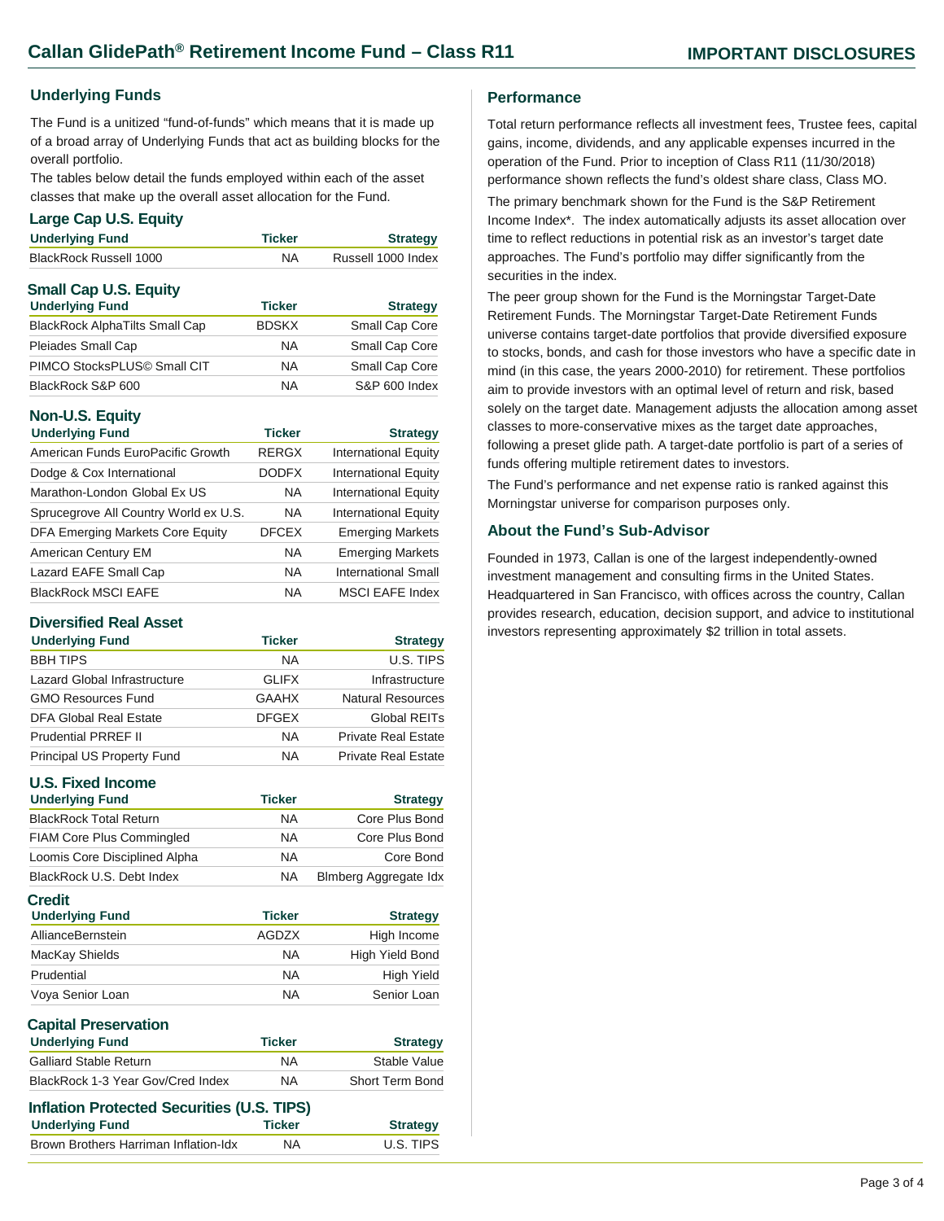# Callan GlidePath® Retirement Income Fund – Class R11

## IMPORTANT DISCLOSURES

### Underlying Funds

The Fund is a unitized "fund-of-funds" which means that it is made up of a broad array of Underlying Funds that act as building blocks for the overall portfolio.

The tables below detail the funds employed within each of the asset classes that make up the overall asset allocation for the Fund.

#### Large Cap U.S. Equity

| Underlying Fund | Ticker | Strategy |
| --- | --- | --- |
| BlackRock Russell 1000 | NA | Russell 1000 Index |

#### Small Cap U.S. Equity

| Underlying Fund | Ticker | Strategy |
| --- | --- | --- |
| BlackRock AlphaTilts Small Cap | BDSKX | Small Cap Core |
| Pleiades Small Cap | NA | Small Cap Core |
| PIMCO StocksPLUS© Small CIT | NA | Small Cap Core |
| BlackRock S&P 600 | NA | S&P 600 Index |

#### Non-U.S. Equity

| Underlying Fund | Ticker | Strategy |
| --- | --- | --- |
| American Funds EuroPacific Growth | RERGX | International Equity |
| Dodge & Cox International | DODFX | International Equity |
| Marathon-London Global Ex US | NA | International Equity |
| Sprucegrove All Country World ex U.S. | NA | International Equity |
| DFA Emerging Markets Core Equity | DFCEX | Emerging Markets |
| American Century EM | NA | Emerging Markets |
| Lazard EAFE Small Cap | NA | International Small |
| BlackRock MSCI EAFE | NA | MSCI EAFE Index |

#### Diversified Real Asset

| Underlying Fund | Ticker | Strategy |
| --- | --- | --- |
| BBH TIPS | NA | U.S. TIPS |
| Lazard Global Infrastructure | GLIFX | Infrastructure |
| GMO Resources Fund | GAAHX | Natural Resources |
| DFA Global Real Estate | DFGEX | Global REITs |
| Prudential PRREF II | NA | Private Real Estate |
| Principal US Property Fund | NA | Private Real Estate |

#### U.S. Fixed Income

| Underlying Fund | Ticker | Strategy |
| --- | --- | --- |
| BlackRock Total Return | NA | Core Plus Bond |
| FIAM Core Plus Commingled | NA | Core Plus Bond |
| Loomis Core Disciplined Alpha | NA | Core Bond |
| BlackRock U.S. Debt Index | NA | Blmberg Aggregate Idx |

#### Credit

| Underlying Fund | Ticker | Strategy |
| --- | --- | --- |
| AllianceBernstein | AGDZX | High Income |
| MacKay Shields | NA | High Yield Bond |
| Prudential | NA | High Yield |
| Voya Senior Loan | NA | Senior Loan |

#### Capital Preservation

| Underlying Fund | Ticker | Strategy |
| --- | --- | --- |
| Galliard Stable Return | NA | Stable Value |
| BlackRock 1-3 Year Gov/Cred Index | NA | Short Term Bond |

#### Inflation Protected Securities (U.S. TIPS)

| Underlying Fund | Ticker | Strategy |
| --- | --- | --- |
| Brown Brothers Harriman Inflation-Idx | NA | U.S. TIPS |

### Performance

Total return performance reflects all investment fees, Trustee fees, capital gains, income, dividends, and any applicable expenses incurred in the operation of the Fund. Prior to inception of Class R11 (11/30/2018) performance shown reflects the fund's oldest share class, Class MO.

The primary benchmark shown for the Fund is the S&P Retirement Income Index*. The index automatically adjusts its asset allocation over time to reflect reductions in potential risk as an investor's target date approaches. The Fund's portfolio may differ significantly from the securities in the index.

The peer group shown for the Fund is the Morningstar Target-Date Retirement Funds. The Morningstar Target-Date Retirement Funds universe contains target-date portfolios that provide diversified exposure to stocks, bonds, and cash for those investors who have a specific date in mind (in this case, the years 2000-2010) for retirement. These portfolios aim to provide investors with an optimal level of return and risk, based solely on the target date. Management adjusts the allocation among asset classes to more-conservative mixes as the target date approaches, following a preset glide path. A target-date portfolio is part of a series of funds offering multiple retirement dates to investors.

The Fund's performance and net expense ratio is ranked against this Morningstar universe for comparison purposes only.

### About the Fund's Sub-Advisor

Founded in 1973, Callan is one of the largest independently-owned investment management and consulting firms in the United States. Headquartered in San Francisco, with offices across the country, Callan provides research, education, decision support, and advice to institutional investors representing approximately $2 trillion in total assets.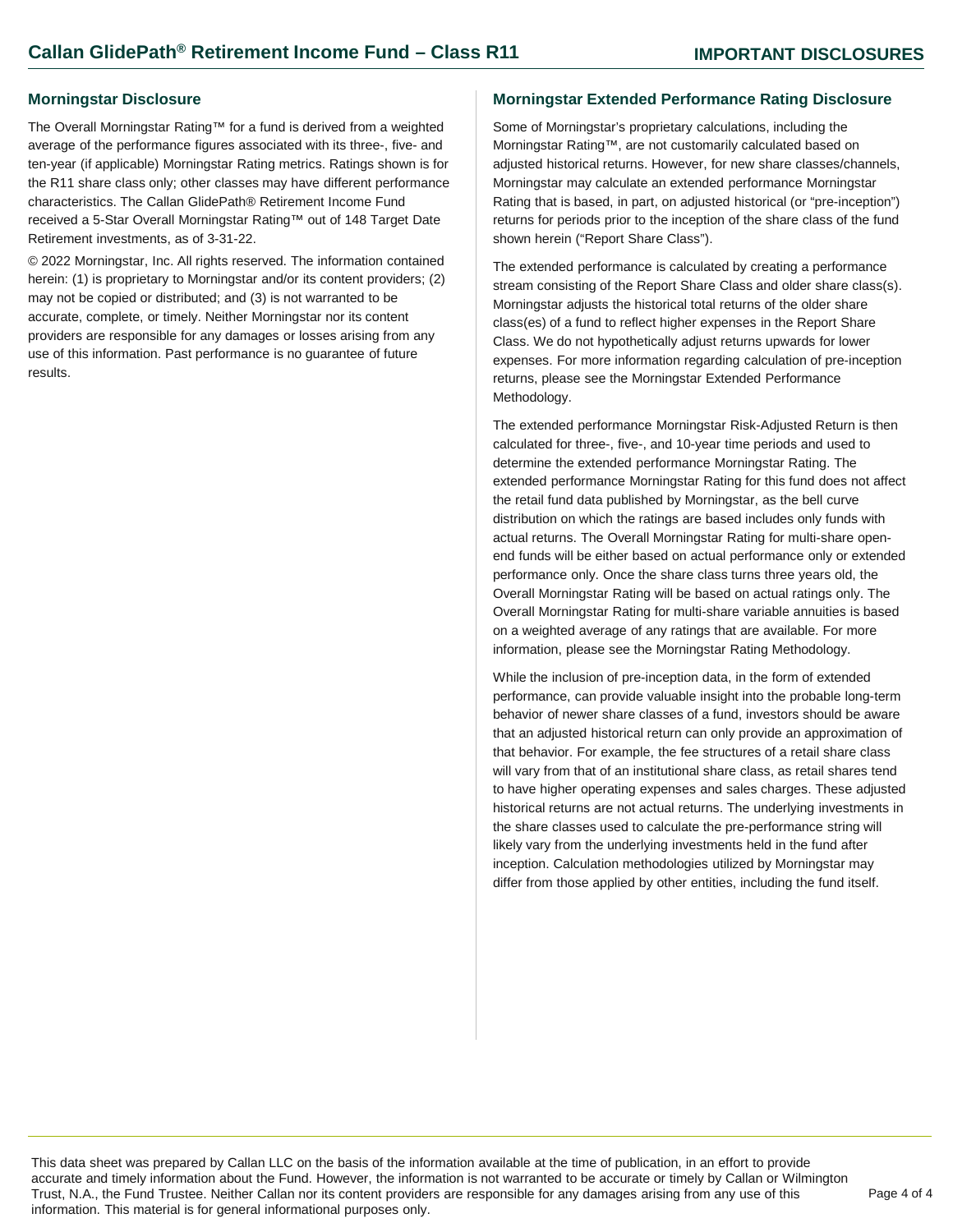## Morningstar Disclosure

The Overall Morningstar Rating™ for a fund is derived from a weighted average of the performance figures associated with its three-, five- and ten-year (if applicable) Morningstar Rating metrics. Ratings shown is for the R11 share class only; other classes may have different performance characteristics. The Callan GlidePath® Retirement Income Fund received a 5-Star Overall Morningstar Rating™ out of 148 Target Date Retirement investments, as of 3-31-22.

© 2022 Morningstar, Inc. All rights reserved. The information contained herein: (1) is proprietary to Morningstar and/or its content providers; (2) may not be copied or distributed; and (3) is not warranted to be accurate, complete, or timely. Neither Morningstar nor its content providers are responsible for any damages or losses arising from any use of this information. Past performance is no guarantee of future results.

## Morningstar Extended Performance Rating Disclosure

Some of Morningstar's proprietary calculations, including the Morningstar Rating™, are not customarily calculated based on adjusted historical returns. However, for new share classes/channels, Morningstar may calculate an extended performance Morningstar Rating that is based, in part, on adjusted historical (or "pre-inception") returns for periods prior to the inception of the share class of the fund shown herein ("Report Share Class").

The extended performance is calculated by creating a performance stream consisting of the Report Share Class and older share class(s). Morningstar adjusts the historical total returns of the older share class(es) of a fund to reflect higher expenses in the Report Share Class. We do not hypothetically adjust returns upwards for lower expenses. For more information regarding calculation of pre-inception returns, please see the Morningstar Extended Performance Methodology.

The extended performance Morningstar Risk-Adjusted Return is then calculated for three-, five-, and 10-year time periods and used to determine the extended performance Morningstar Rating. The extended performance Morningstar Rating for this fund does not affect the retail fund data published by Morningstar, as the bell curve distribution on which the ratings are based includes only funds with actual returns. The Overall Morningstar Rating for multi-share open-end funds will be either based on actual performance only or extended performance only. Once the share class turns three years old, the Overall Morningstar Rating will be based on actual ratings only. The Overall Morningstar Rating for multi-share variable annuities is based on a weighted average of any ratings that are available. For more information, please see the Morningstar Rating Methodology.

While the inclusion of pre-inception data, in the form of extended performance, can provide valuable insight into the probable long-term behavior of newer share classes of a fund, investors should be aware that an adjusted historical return can only provide an approximation of that behavior. For example, the fee structures of a retail share class will vary from that of an institutional share class, as retail shares tend to have higher operating expenses and sales charges. These adjusted historical returns are not actual returns. The underlying investments in the share classes used to calculate the pre-performance string will likely vary from the underlying investments held in the fund after inception. Calculation methodologies utilized by Morningstar may differ from those applied by other entities, including the fund itself.

This data sheet was prepared by Callan LLC on the basis of the information available at the time of publication, in an effort to provide accurate and timely information about the Fund. However, the information is not warranted to be accurate or timely by Callan or Wilmington Trust, N.A., the Fund Trustee. Neither Callan nor its content providers are responsible for any damages arising from any use of this information. This material is for general informational purposes only.